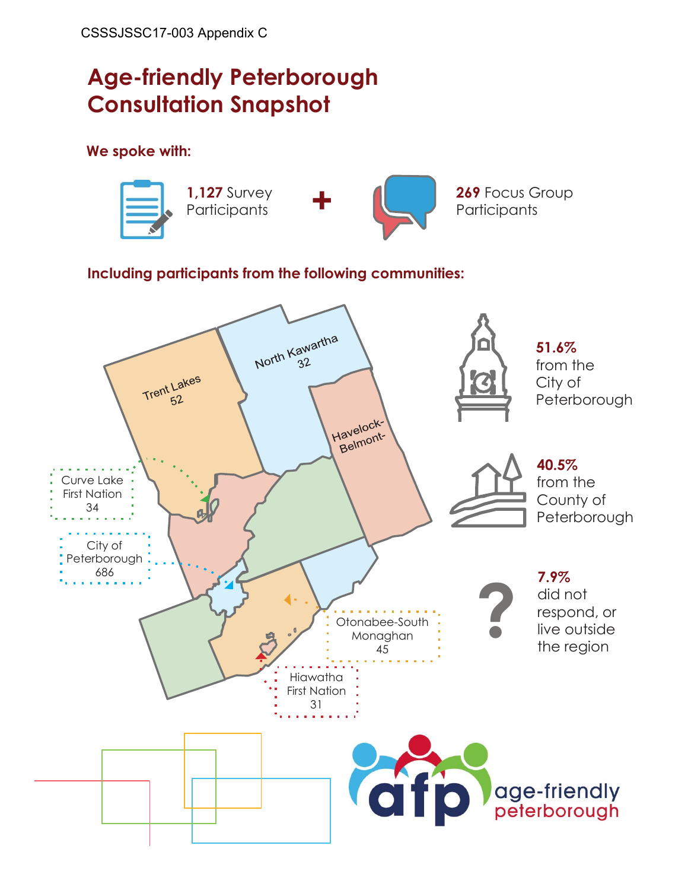CSSSJSSC17-003 Appendix C

# Age-friendly Peterborough Consultation Snapshot

## We spoke with:

**1,127** Survey Participants + **269** Focus Group Participants

## Including participants from the following communities:

- Trent Lakes 52
- North Kawartha 32
- Havelock-Belmont-
- Curve Lake First Nation 34
- City of Peterborough 686
- Otonabee-South Monaghan 45
- Hiawatha First Nation 31

**51.6%** from the City of Peterborough

**40.5%** from the County of Peterborough

**7.9%** did not respond, or live outside the region

age-friendly peterborough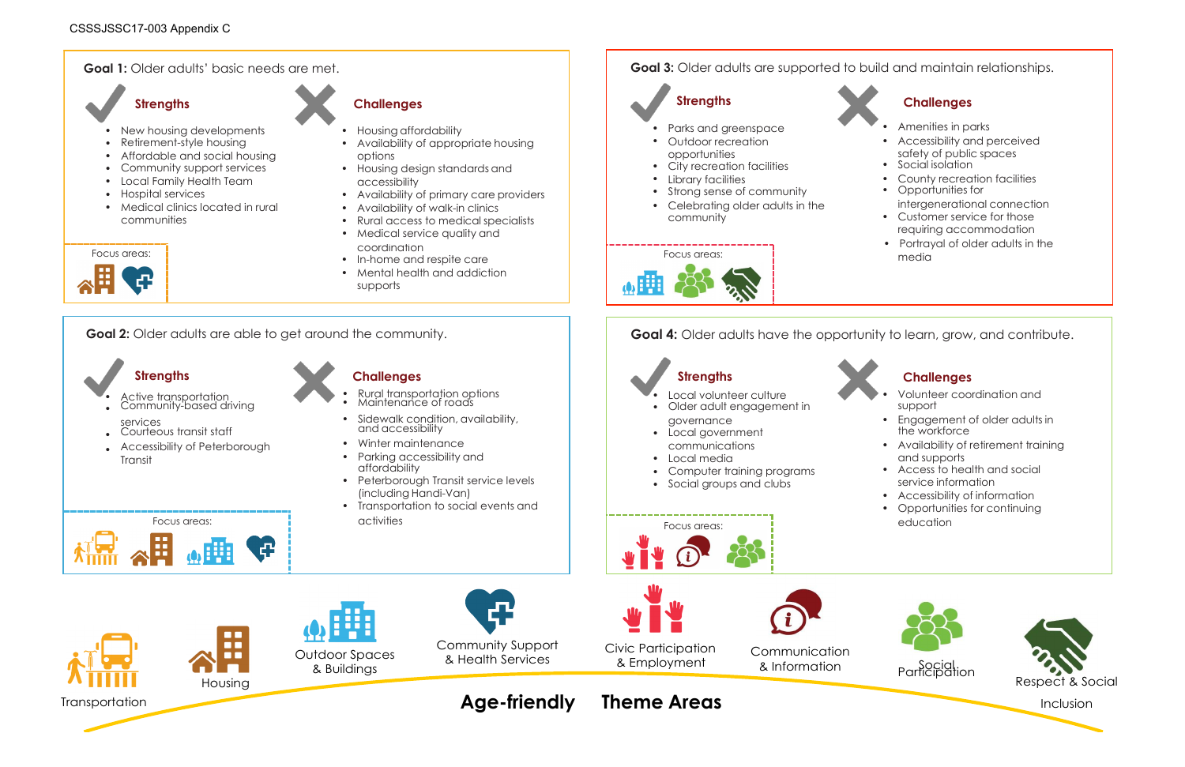CSSSJSSC17-003 Appendix C

## Goal 1: Older adults' basic needs are met.

### Strengths

- New housing developments
- Retirement-style housing
- Affordable and social housing
- Community support services
- Local Family Health Team
- Hospital services
- Medical clinics located in rural communities

### Challenges

- Housing affordability
- Availability of appropriate housing options
- Housing design standards and accessibility
- Availability of primary care providers
- Availability of walk-in clinics
- Rural access to medical specialists
- Medical service quality and coordination
- In-home and respite care
- Mental health and addiction supports

Focus areas: Housing; Community Support & Health Services

## Goal 2: Older adults are able to get around the community.

### Strengths

- Active transportation
- Community-based driving services
- Courteous transit staff
- Accessibility of Peterborough Transit

### Challenges

- Rural transportation options
- Maintenance of roads
- Sidewalk condition, availability, and accessibility
- Winter maintenance
- Parking accessibility and affordability
- Peterborough Transit service levels (including Handi-Van)
- Transportation to social events and activities

Focus areas: Transportation; Housing; Outdoor Spaces & Buildings; Community Support & Health Services

## Goal 3: Older adults are supported to build and maintain relationships.

### Strengths

- Parks and greenspace
- Outdoor recreation opportunities
- City recreation facilities
- Library facilities
- Strong sense of community
- Celebrating older adults in the community

### Challenges

- Amenities in parks
- Accessibility and perceived safety of public spaces
- Social isolation
- County recreation facilities
- Opportunities for intergenerational connection
- Customer service for those requiring accommodation
- Portrayal of older adults in the media

Focus areas: Outdoor Spaces & Buildings; Social Participation; Respect & Social Inclusion

## Goal 4: Older adults have the opportunity to learn, grow, and contribute.

### Strengths

- Local volunteer culture
- Older adult engagement in governance
- Local government communications
- Local media
- Computer training programs
- Social groups and clubs

### Challenges

- Volunteer coordination and support
- Engagement of older adults in the workforce
- Availability of retirement training and supports
- Access to health and social service information
- Accessibility of information
- Opportunities for continuing education

Focus areas: Civic Participation & Employment; Communication & Information; Social Participation

## Age-friendly Theme Areas

- Transportation
- Housing
- Outdoor Spaces & Buildings
- Community Support & Health Services
- Civic Participation & Employment
- Communication & Information
- Social Participation
- Respect & Social Inclusion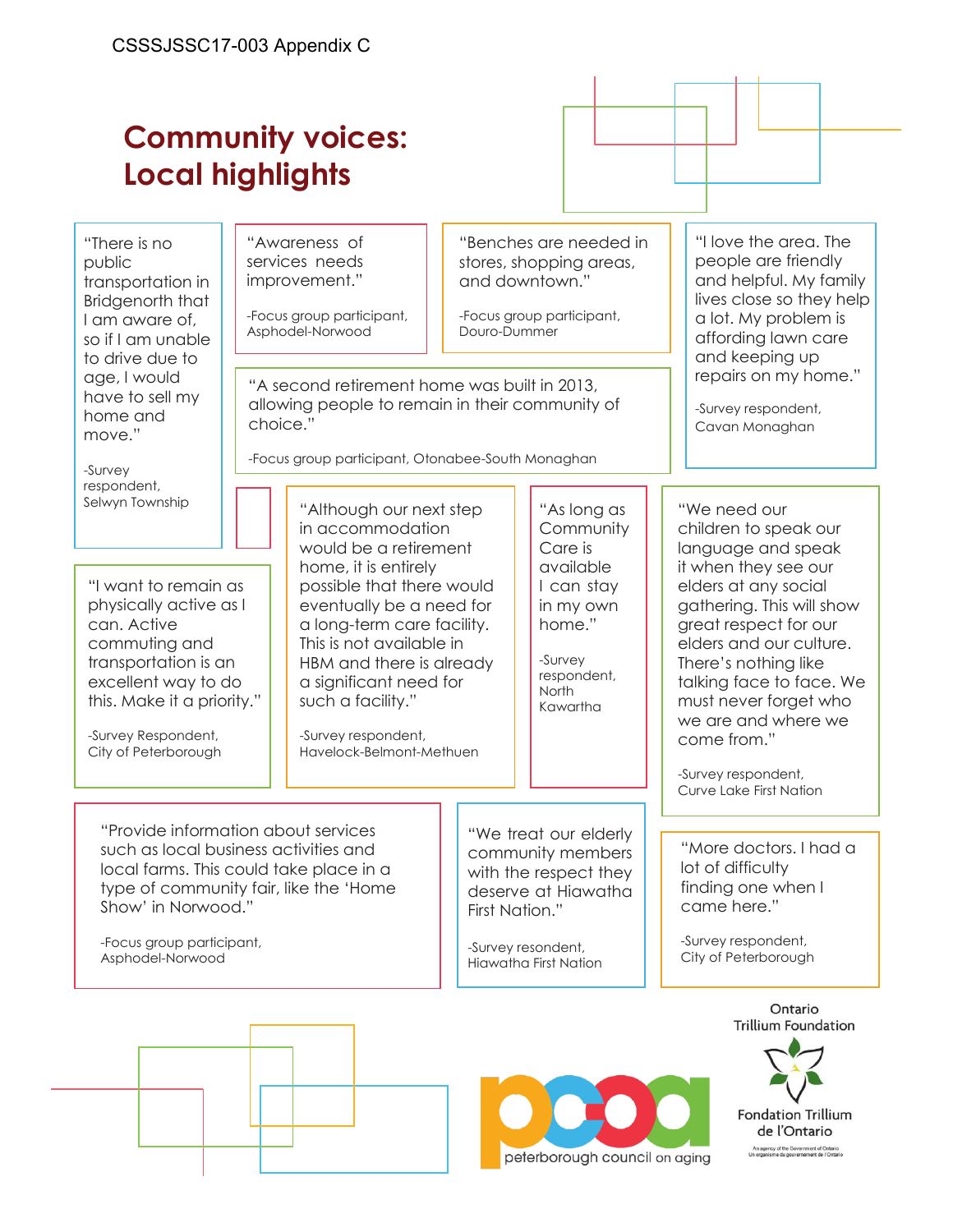CSSSJSSC17-003 Appendix C

# Community voices: Local highlights

"There is no public transportation in Bridgenorth that I am aware of, so if I am unable to drive due to age, I would have to sell my home and move."

-Survey respondent, Selwyn Township

"Awareness of services needs improvement."

-Focus group participant, Asphodel-Norwood

"Benches are needed in stores, shopping areas, and downtown."

-Focus group participant, Douro-Dummer

"I love the area. The people are friendly and helpful. My family lives close so they help a lot. My problem is affording lawn care and keeping up repairs on my home."

-Survey respondent, Cavan Monaghan

"A second retirement home was built in 2013, allowing people to remain in their community of choice."

-Focus group participant, Otonabee-South Monaghan

"I want to remain as physically active as I can. Active commuting and transportation is an excellent way to do this. Make it a priority."

-Survey Respondent, City of Peterborough

"Although our next step in accommodation would be a retirement home, it is entirely possible that there would eventually be a need for a long-term care facility. This is not available in HBM and there is already a significant need for such a facility."

-Survey respondent, Havelock-Belmont-Methuen

"As long as Community Care is available I can stay in my own home."

-Survey respondent, North Kawartha

"We need our children to speak our language and speak it when they see our elders at any social gathering. This will show great respect for our elders and our culture. There's nothing like talking face to face. We must never forget who we are and where we come from."

-Survey respondent, Curve Lake First Nation

"Provide information about services such as local business activities and local farms. This could take place in a type of community fair, like the 'Home Show' in Norwood."

-Focus group participant, Asphodel-Norwood

"We treat our elderly community members with the respect they deserve at Hiawatha First Nation."

-Survey resondent, Hiawatha First Nation

"More doctors. I had a lot of difficulty finding one when I came here."

-Survey respondent, City of Peterborough

pcoa peterborough council on aging

Ontario Trillium Foundation

Fondation Trillium de l'Ontario

An agency of the Government of Ontario
Un organisme du gouvernement de l'Ontario